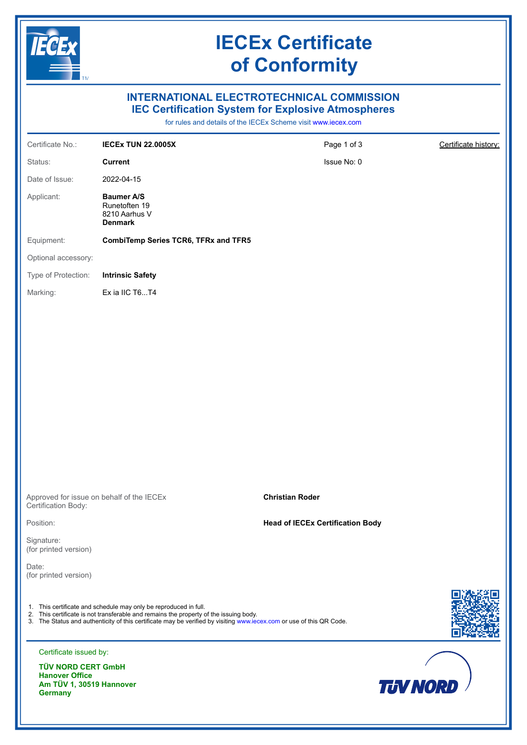# IECEx Certificate of Conformity

## INTERNATIONAL ELECTROTECHNICAL COMMISSION
## IEC Certification System for Explosive Atmospheres

for rules and details of the IECEx Scheme visit www.iecex.com

| | | | |
|---|---|---|---|
| Certificate No.: | **IECEx TUN 22.0005X** | Page 1 of 3 | Certificate history: |
| Status: | **Current** | Issue No: 0 | |
| Date of Issue: | 2022-04-15 | | |
| Applicant: | **Baumer A/S**<br>Runetoften 19<br>8210 Aarhus V<br>**Denmark** | | |
| Equipment: | **CombiTemp Series TCR6, TFRx and TFR5** | | |
| Optional accessory: | | | |
| Type of Protection: | **Intrinsic Safety** | | |
| Marking: | Ex ia IIC T6...T4 | | |

Approved for issue on behalf of the IECEx Certification Body: **Christian Roder**

Position: **Head of IECEx Certification Body**

Signature:
(for printed version)

Date:
(for printed version)

1. This certificate and schedule may only be reproduced in full.
2. This certificate is not transferable and remains the property of the issuing body.
3. The Status and authenticity of this certificate may be verified by visiting www.iecex.com or use of this QR Code.

Certificate issued by:

**TÜV NORD CERT GmbH**
**Hanover Office**
**Am TÜV 1, 30519 Hannover**
**Germany**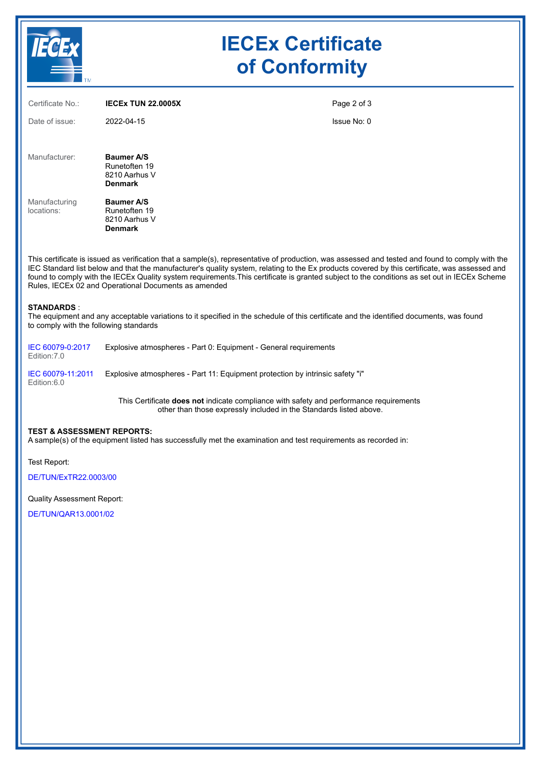# IECEx Certificate of Conformity

| | | |
|---|---|---|
| Certificate No.: | **IECEx TUN 22.0005X** | |
| Date of issue: | 2022-04-15 | Issue No: 0 |

Manufacturer:
**Baumer A/S**
Runetoften 19
8210 Aarhus V
**Denmark**

Manufacturing locations:
**Baumer A/S**
Runetoften 19
8210 Aarhus V
**Denmark**

This certificate is issued as verification that a sample(s), representative of production, was assessed and tested and found to comply with the IEC Standard list below and that the manufacturer's quality system, relating to the Ex products covered by this certificate, was assessed and found to comply with the IECEx Quality system requirements.This certificate is granted subject to the conditions as set out in IECEx Scheme Rules, IECEx 02 and Operational Documents as amended

**STANDARDS** :
The equipment and any acceptable variations to it specified in the schedule of this certificate and the identified documents, was found to comply with the following standards

| | |
|---|---|
| IEC 60079-0:2017 Edition:7.0 | Explosive atmospheres - Part 0: Equipment - General requirements |
| IEC 60079-11:2011 Edition:6.0 | Explosive atmospheres - Part 11: Equipment protection by intrinsic safety "i" |

This Certificate **does not** indicate compliance with safety and performance requirements other than those expressly included in the Standards listed above.

**TEST & ASSESSMENT REPORTS:**
A sample(s) of the equipment listed has successfully met the examination and test requirements as recorded in:

Test Report:

DE/TUN/ExTR22.0003/00

Quality Assessment Report:

DE/TUN/QAR13.0001/02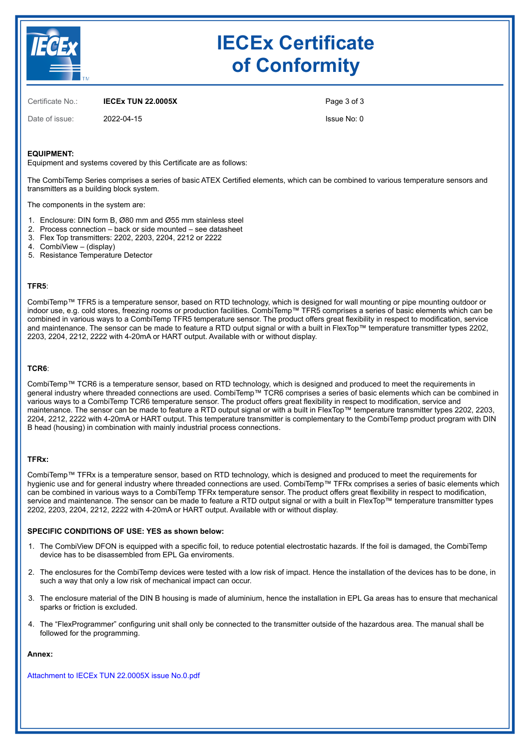# IECEx Certificate of Conformity

Certificate No.: **IECEx TUN 22.0005X**

Date of issue: 2022-04-15

Issue No: 0

**EQUIPMENT:**
Equipment and systems covered by this Certificate are as follows:

The CombiTemp Series comprises a series of basic ATEX Certified elements, which can be combined to various temperature sensors and transmitters as a building block system.

The components in the system are:

1. Enclosure: DIN form B, Ø80 mm and Ø55 mm stainless steel
2. Process connection – back or side mounted – see datasheet
3. Flex Top transmitters: 2202, 2203, 2204, 2212 or 2222
4. CombiView – (display)
5. Resistance Temperature Detector

**TFR5**:

CombiTemp™ TFR5 is a temperature sensor, based on RTD technology, which is designed for wall mounting or pipe mounting outdoor or indoor use, e.g. cold stores, freezing rooms or production facilities. CombiTemp™ TFR5 comprises a series of basic elements which can be combined in various ways to a CombiTemp TFR5 temperature sensor. The product offers great flexibility in respect to modification, service and maintenance. The sensor can be made to feature a RTD output signal or with a built in FlexTop™ temperature transmitter types 2202, 2203, 2204, 2212, 2222 with 4-20mA or HART output. Available with or without display.

**TCR6**:

CombiTemp™ TCR6 is a temperature sensor, based on RTD technology, which is designed and produced to meet the requirements in general industry where threaded connections are used. CombiTemp™ TCR6 comprises a series of basic elements which can be combined in various ways to a CombiTemp TCR6 temperature sensor. The product offers great flexibility in respect to modification, service and maintenance. The sensor can be made to feature a RTD output signal or with a built in FlexTop™ temperature transmitter types 2202, 2203, 2204, 2212, 2222 with 4-20mA or HART output. This temperature transmitter is complementary to the CombiTemp product program with DIN B head (housing) in combination with mainly industrial process connections.

**TFRx:**

CombiTemp™ TFRx is a temperature sensor, based on RTD technology, which is designed and produced to meet the requirements for hygienic use and for general industry where threaded connections are used. CombiTemp™ TFRx comprises a series of basic elements which can be combined in various ways to a CombiTemp TFRx temperature sensor. The product offers great flexibility in respect to modification, service and maintenance. The sensor can be made to feature a RTD output signal or with a built in FlexTop™ temperature transmitter types 2202, 2203, 2204, 2212, 2222 with 4-20mA or HART output. Available with or without display.

**SPECIFIC CONDITIONS OF USE: YES as shown below:**

1. The CombiView DFON is equipped with a specific foil, to reduce potential electrostatic hazards. If the foil is damaged, the CombiTemp device has to be disassembled from EPL Ga enviroments.

2. The enclosures for the CombiTemp devices were tested with a low risk of impact. Hence the installation of the devices has to be done, in such a way that only a low risk of mechanical impact can occur.

3. The enclosure material of the DIN B housing is made of aluminium, hence the installation in EPL Ga areas has to ensure that mechanical sparks or friction is excluded.

4. The “FlexProgrammer” configuring unit shall only be connected to the transmitter outside of the hazardous area. The manual shall be followed for the programming.

**Annex:**

Attachment to IECEx TUN 22.0005X issue No.0.pdf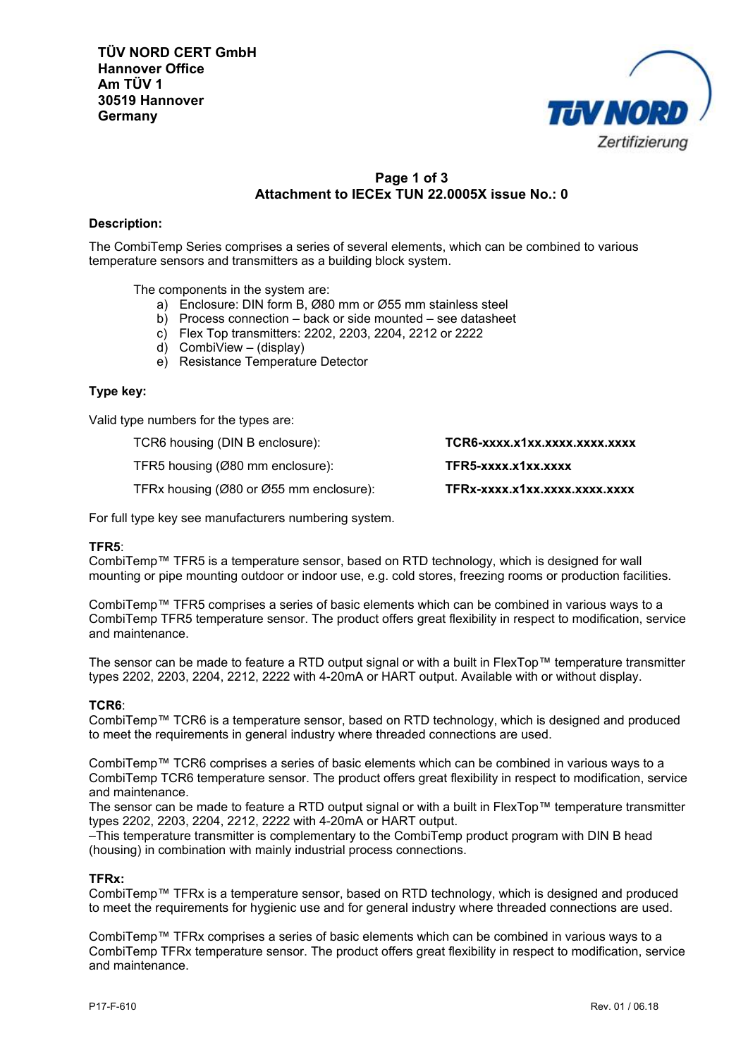TÜV NORD CERT GmbH
Hannover Office
Am TÜV 1
30519 Hannover
Germany

**Page 1 of 3**
**Attachment to IECEx TUN 22.0005X issue No.: 0**

**Description:**

The CombiTemp Series comprises a series of several elements, which can be combined to various temperature sensors and transmitters as a building block system.

The components in the system are:

a) Enclosure: DIN form B, Ø80 mm or Ø55 mm stainless steel
b) Process connection – back or side mounted – see datasheet
c) Flex Top transmitters: 2202, 2203, 2204, 2212 or 2222
d) CombiView – (display)
e) Resistance Temperature Detector

**Type key:**

Valid type numbers for the types are:

| | |
|---|---|
| TCR6 housing (DIN B enclosure): | **TCR6-xxxx.x1xx.xxxx.xxxx.xxxx** |
| TFR5 housing (Ø80 mm enclosure): | **TFR5-xxxx.x1xx.xxxx** |
| TFRx housing (Ø80 or Ø55 mm enclosure): | **TFRx-xxxx.x1xx.xxxx.xxxx.xxxx** |

For full type key see manufacturers numbering system.

**TFR5**:
CombiTemp™ TFR5 is a temperature sensor, based on RTD technology, which is designed for wall mounting or pipe mounting outdoor or indoor use, e.g. cold stores, freezing rooms or production facilities.

CombiTemp™ TFR5 comprises a series of basic elements which can be combined in various ways to a CombiTemp TFR5 temperature sensor. The product offers great flexibility in respect to modification, service and maintenance.

The sensor can be made to feature a RTD output signal or with a built in FlexTop™ temperature transmitter types 2202, 2203, 2204, 2212, 2222 with 4-20mA or HART output. Available with or without display.

**TCR6**:
CombiTemp™ TCR6 is a temperature sensor, based on RTD technology, which is designed and produced to meet the requirements in general industry where threaded connections are used.

CombiTemp™ TCR6 comprises a series of basic elements which can be combined in various ways to a CombiTemp TCR6 temperature sensor. The product offers great flexibility in respect to modification, service and maintenance.
The sensor can be made to feature a RTD output signal or with a built in FlexTop™ temperature transmitter types 2202, 2203, 2204, 2212, 2222 with 4-20mA or HART output.
–This temperature transmitter is complementary to the CombiTemp product program with DIN B head (housing) in combination with mainly industrial process connections.

**TFRx:**
CombiTemp™ TFRx is a temperature sensor, based on RTD technology, which is designed and produced to meet the requirements for hygienic use and for general industry where threaded connections are used.

CombiTemp™ TFRx comprises a series of basic elements which can be combined in various ways to a CombiTemp TFRx temperature sensor. The product offers great flexibility in respect to modification, service and maintenance.

P17-F-610 Rev. 01 / 06.18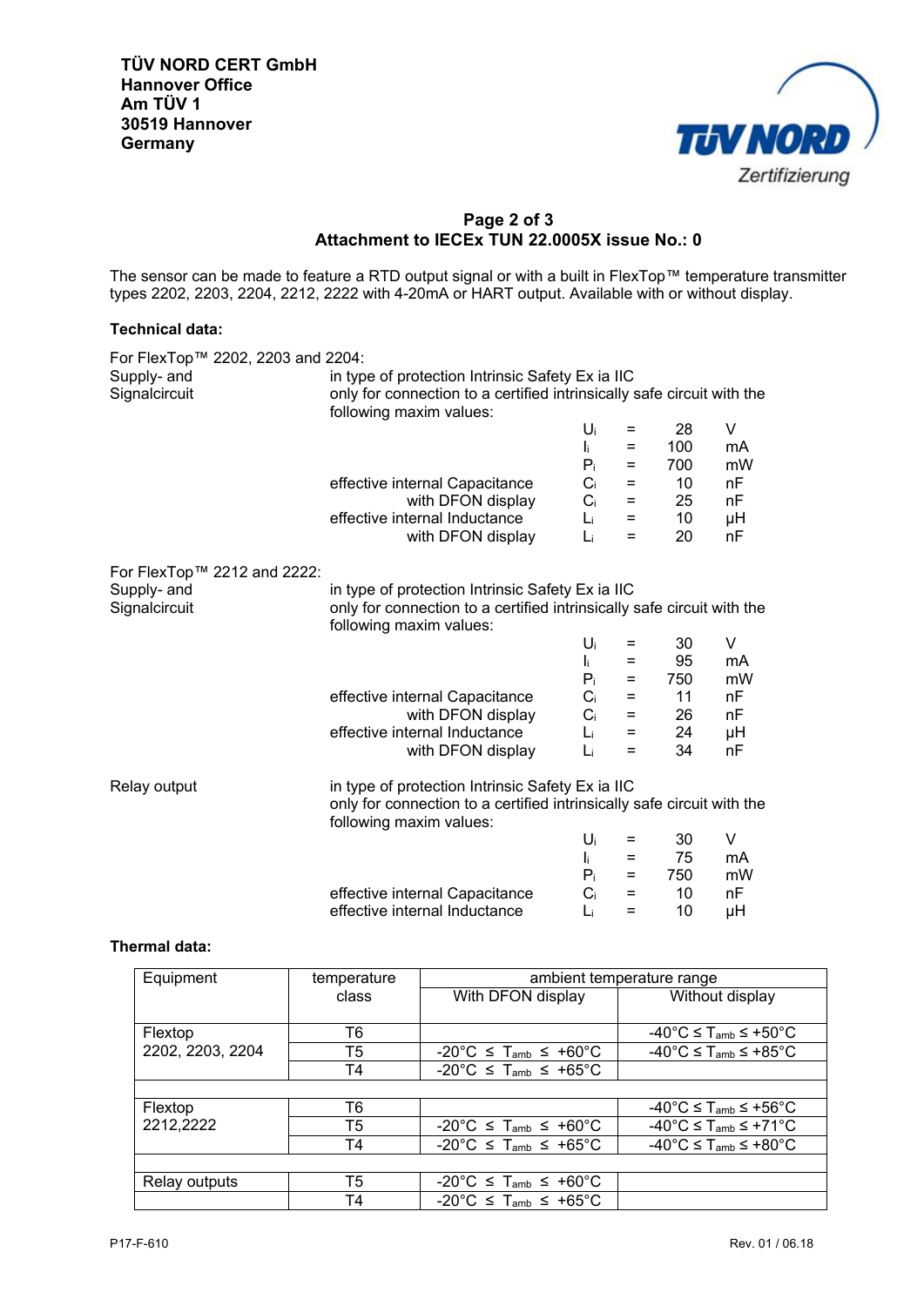TÜV NORD CERT GmbH
Hannover Office
Am TÜV 1
30519 Hannover
Germany

**Page 2 of 3**
**Attachment to IECEx TUN 22.0005X issue No.: 0**

The sensor can be made to feature a RTD output signal or with a built in FlexTop™ temperature transmitter types 2202, 2203, 2204, 2212, 2222 with 4-20mA or HART output. Available with or without display.

**Technical data:**

For FlexTop™ 2202, 2203 and 2204:

Supply- and Signalcircuit — in type of protection Intrinsic Safety Ex ia IIC only for connection to a certified intrinsically safe circuit with the following maxim values:

| | | | | |
|---|---|---|---|---|
| | $U_i$ | = | 28 | V |
| | $I_i$ | = | 100 | mA |
| | $P_i$ | = | 700 | mW |
| effective internal Capacitance | $C_i$ | = | 10 | nF |
| with DFON display | $C_i$ | = | 25 | nF |
| effective internal Inductance | $L_i$ | = | 10 | µH |
| with DFON display | $L_i$ | = | 20 | nF |

For FlexTop™ 2212 and 2222:

Supply- and Signalcircuit — in type of protection Intrinsic Safety Ex ia IIC only for connection to a certified intrinsically safe circuit with the following maxim values:

| | | | | |
|---|---|---|---|---|
| | $U_i$ | = | 30 | V |
| | $I_i$ | = | 95 | mA |
| | $P_i$ | = | 750 | mW |
| effective internal Capacitance | $C_i$ | = | 11 | nF |
| with DFON display | $C_i$ | = | 26 | nF |
| effective internal Inductance | $L_i$ | = | 24 | µH |
| with DFON display | $L_i$ | = | 34 | nF |

Relay output — in type of protection Intrinsic Safety Ex ia IIC only for connection to a certified intrinsically safe circuit with the following maxim values:

| | | | | |
|---|---|---|---|---|
| | $U_i$ | = | 30 | V |
| | $I_i$ | = | 75 | mA |
| | $P_i$ | = | 750 | mW |
| effective internal Capacitance | $C_i$ | = | 10 | nF |
| effective internal Inductance | $L_i$ | = | 10 | µH |

**Thermal data:**

| Equipment | temperature class | ambient temperature range | |
|---|---|---|---|
| | | With DFON display | Without display |
| Flextop 2202, 2203, 2204 | T6 | | $-40°C \leq T_{amb} \leq +50°C$ |
| | T5 | $-20°C \leq T_{amb} \leq +60°C$ | $-40°C \leq T_{amb} \leq +85°C$ |
| | T4 | $-20°C \leq T_{amb} \leq +65°C$ | |
| | | | |
| Flextop 2212,2222 | T6 | | $-40°C \leq T_{amb} \leq +56°C$ |
| | T5 | $-20°C \leq T_{amb} \leq +60°C$ | $-40°C \leq T_{amb} \leq +71°C$ |
| | T4 | $-20°C \leq T_{amb} \leq +65°C$ | $-40°C \leq T_{amb} \leq +80°C$ |
| | | | |
| Relay outputs | T5 | $-20°C \leq T_{amb} \leq +60°C$ | |
| | T4 | $-20°C \leq T_{amb} \leq +65°C$ | |

P17-F-610 Rev. 01 / 06.18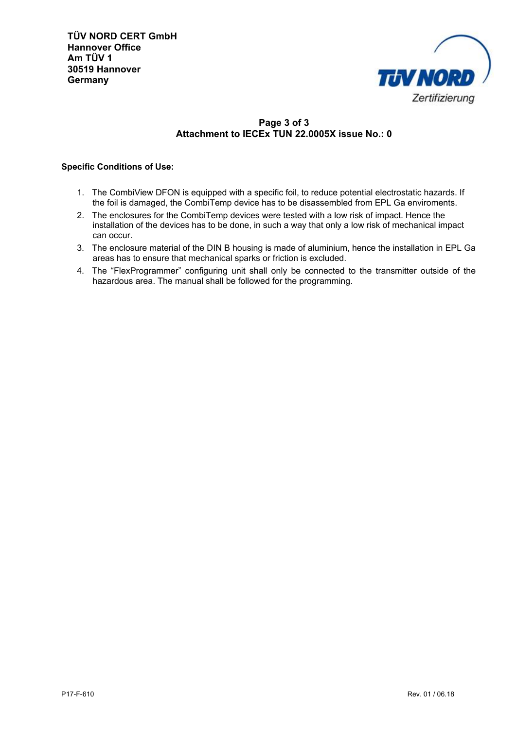TÜV NORD CERT GmbH
Hannover Office
Am TÜV 1
30519 Hannover
Germany

TÜV NORD Zertifizierung

**Attachment to IECEx TUN 22.0005X issue No.: 0**

**Specific Conditions of Use:**

1. The CombiView DFON is equipped with a specific foil, to reduce potential electrostatic hazards. If the foil is damaged, the CombiTemp device has to be disassembled from EPL Ga enviroments.
2. The enclosures for the CombiTemp devices were tested with a low risk of impact. Hence the installation of the devices has to be done, in such a way that only a low risk of mechanical impact can occur.
3. The enclosure material of the DIN B housing is made of aluminium, hence the installation in EPL Ga areas has to ensure that mechanical sparks or friction is excluded.
4. The “FlexProgrammer” configuring unit shall only be connected to the transmitter outside of the hazardous area. The manual shall be followed for the programming.

P17-F-610 Rev. 01 / 06.18